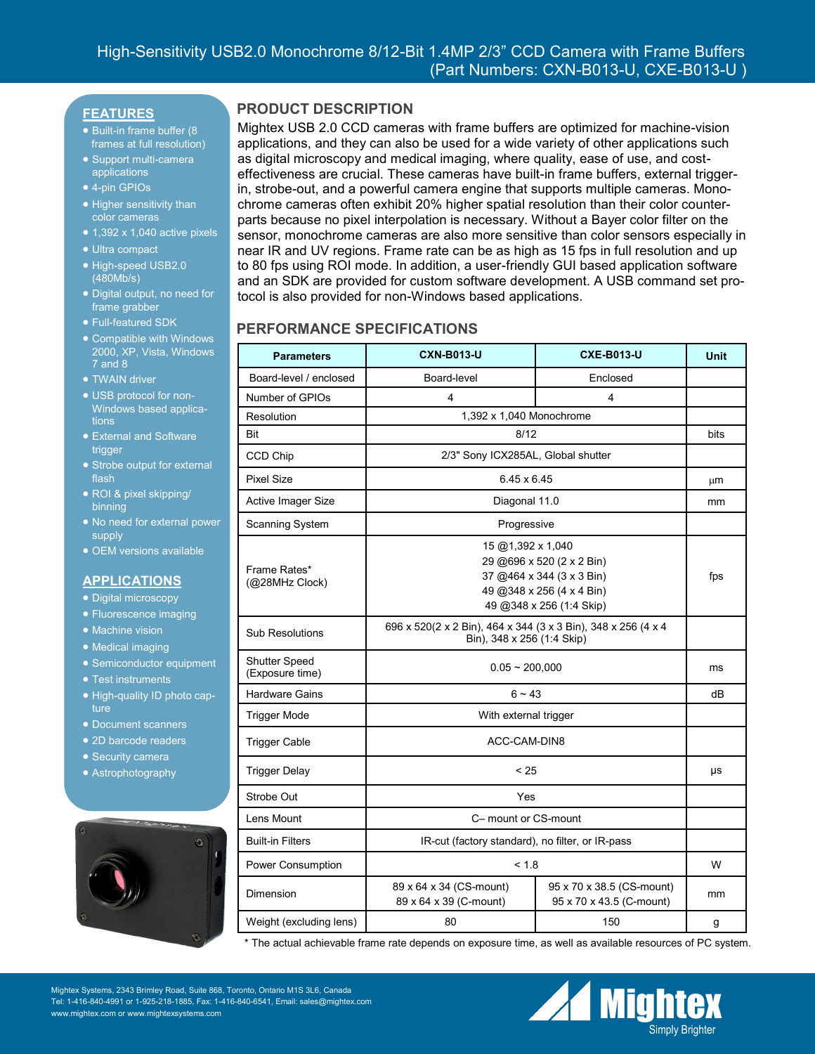# High-Sensitivity USB2.0 Monochrome 8/12-Bit 1.4MP 2/3" CCD Camera with Frame Buffers (Part Numbers: CXN-B013-U, CXE-B013-U )

## FEATURES

- Built-in frame buffer (8 frames at full resolution)
- Support multi-camera applications
- 4-pin GPIOs
- Higher sensitivity than color cameras
- 1,392 x 1,040 active pixels
- Ultra compact
- High-speed USB2.0 (480Mb/s)
- Digital output, no need for frame grabber
- Full-featured SDK
- Compatible with Windows 2000, XP, Vista, Windows 7 and 8
- TWAIN driver
- USB protocol for non-Windows based applications
- External and Software trigger
- Strobe output for external flash
- ROI & pixel skipping/ binning
- No need for external power supply
- OEM versions available

## APPLICATIONS

- Digital microscopy
- Fluorescence imaging
- Machine vision
- Medical imaging
- Semiconductor equipment
- Test instruments
- High-quality ID photo capture
- Document scanners
- 2D barcode readers
- Security camera
- Astrophotography

## PRODUCT DESCRIPTION

Mightex USB 2.0 CCD cameras with frame buffers are optimized for machine-vision applications, and they can also be used for a wide variety of other applications such as digital microscopy and medical imaging, where quality, ease of use, and cost-effectiveness are crucial. These cameras have built-in frame buffers, external trigger-in, strobe-out, and a powerful camera engine that supports multiple cameras. Monochrome cameras often exhibit 20% higher spatial resolution than their color counterparts because no pixel interpolation is necessary. Without a Bayer color filter on the sensor, monochrome cameras are also more sensitive than color sensors especially in near IR and UV regions. Frame rate can be as high as 15 fps in full resolution and up to 80 fps using ROI mode. In addition, a user-friendly GUI based application software and an SDK are provided for custom software development. A USB command set protocol is also provided for non-Windows based applications.

## PERFORMANCE SPECIFICATIONS

| Parameters | CXN-B013-U | CXE-B013-U | Unit |
|---|---|---|---|
| Board-level / enclosed | Board-level | Enclosed | |
| Number of GPIOs | 4 | 4 | |
| Resolution | 1,392 x 1,040 Monochrome | | |
| Bit | 8/12 | | bits |
| CCD Chip | 2/3" Sony ICX285AL, Global shutter | | |
| Pixel Size | 6.45 x 6.45 | | µm |
| Active Imager Size | Diagonal 11.0 | | mm |
| Scanning System | Progressive | | |
| Frame Rates* (@28MHz Clock) | 15 @1,392 x 1,040<br>29 @696 x 520 (2 x 2 Bin)<br>37 @464 x 344 (3 x 3 Bin)<br>49 @348 x 256 (4 x 4 Bin)<br>49 @348 x 256 (1:4 Skip) | | fps |
| Sub Resolutions | 696 x 520(2 x 2 Bin), 464 x 344 (3 x 3 Bin), 348 x 256 (4 x 4 Bin), 348 x 256 (1:4 Skip) | | |
| Shutter Speed (Exposure time) | 0.05 ~ 200,000 | | ms |
| Hardware Gains | 6 ~ 43 | | dB |
| Trigger Mode | With external trigger | | |
| Trigger Cable | ACC-CAM-DIN8 | | |
| Trigger Delay | < 25 | | µs |
| Strobe Out | Yes | | |
| Lens Mount | C– mount or CS-mount | | |
| Built-in Filters | IR-cut (factory standard), no filter, or IR-pass | | |
| Power Consumption | < 1.8 | | W |
| Dimension | 89 x 64 x 34 (CS-mount)<br>89 x 64 x 39 (C-mount) | 95 x 70 x 38.5 (CS-mount)<br>95 x 70 x 43.5 (C-mount) | mm |
| Weight (excluding lens) | 80 | 150 | g |

* The actual achievable frame rate depends on exposure time, as well as available resources of PC system.

Mightex Systems, 2343 Brimley Road, Suite 868, Toronto, Ontario M1S 3L6, Canada
Tel: 1-416-840-4991 or 1-925-218-1885, Fax: 1-416-840-6541, Email: sales@mightex.com
www.mightex.com or www.mightexsystems.com

Mightex Simply Brighter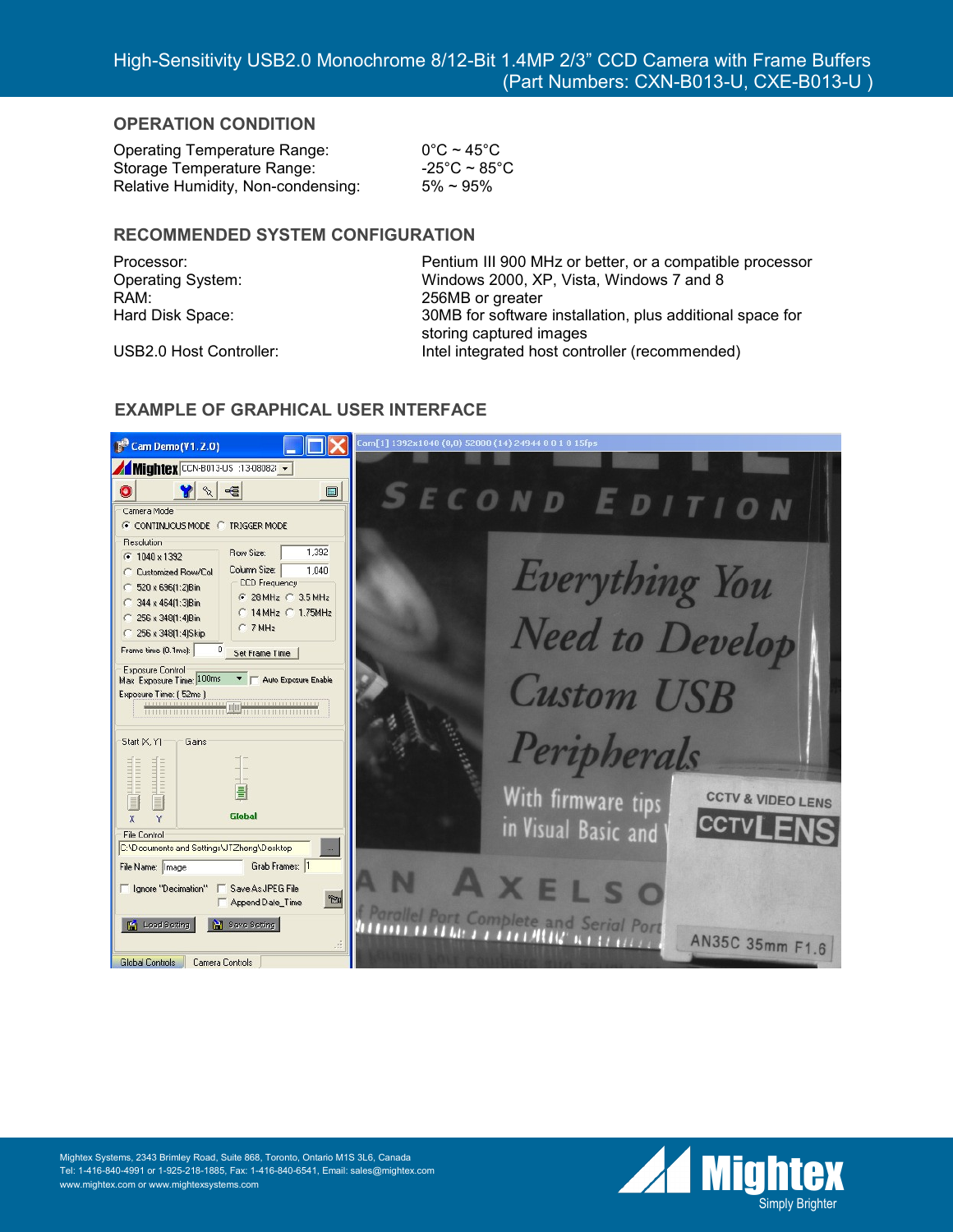## OPERATION CONDITION

| | |
|---|---|
| Operating Temperature Range: | 0°C ~ 45°C |
| Storage Temperature Range: | -25°C ~ 85°C |
| Relative Humidity, Non-condensing: | 5% ~ 95% |

## RECOMMENDED SYSTEM CONFIGURATION

| | |
|---|---|
| Processor: | Pentium III 900 MHz or better, or a compatible processor |
| Operating System: | Windows 2000, XP, Vista, Windows 7 and 8 |
| RAM: | 256MB or greater |
| Hard Disk Space: | 30MB for software installation, plus additional space for storing captured images |
| USB2.0 Host Controller: | Intel integrated host controller (recommended) |

## EXAMPLE OF GRAPHICAL USER INTERFACE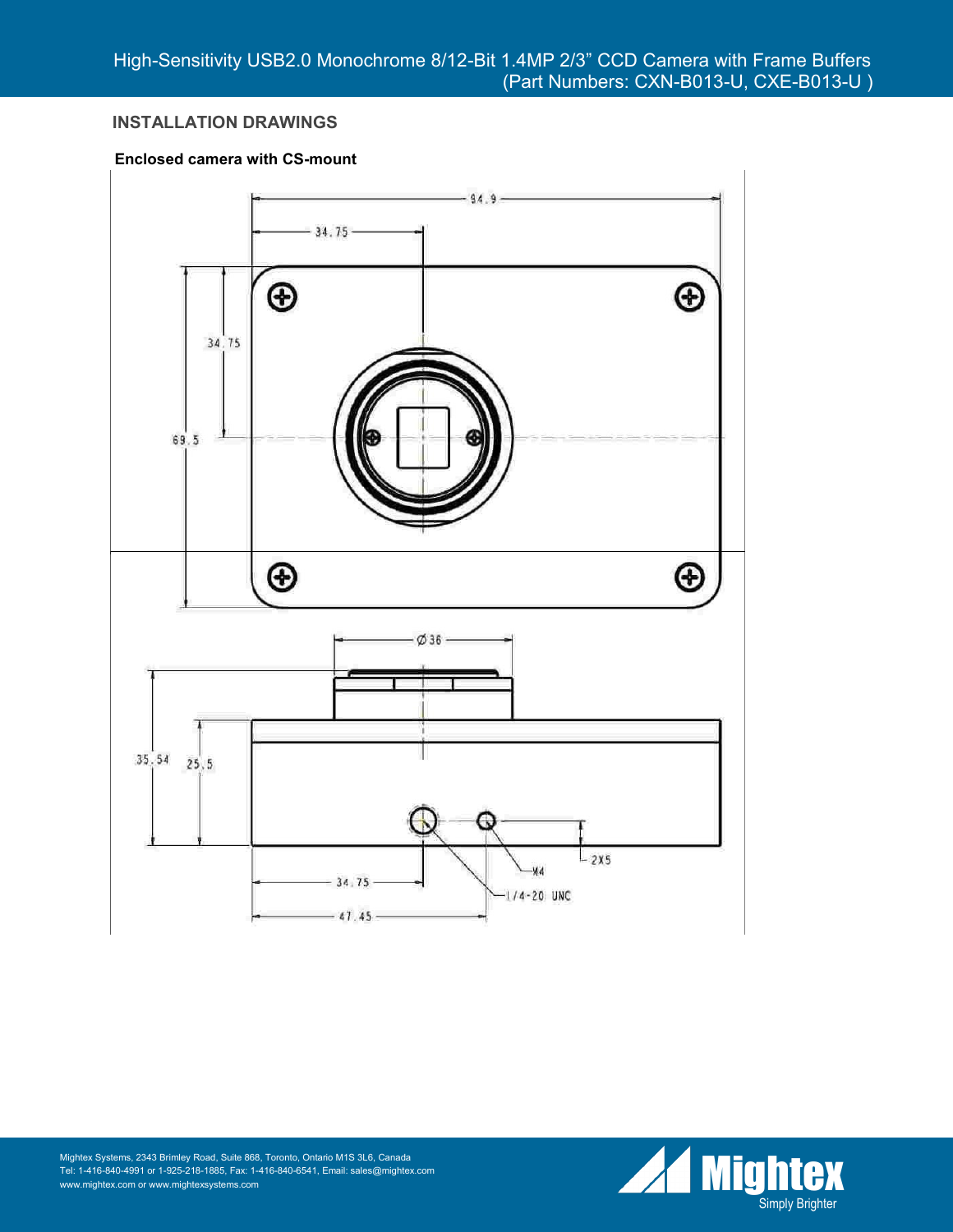## INSTALLATION DRAWINGS

**Enclosed camera with CS-mount**

94.9

34.75

34.75

69.5

Ø36

35.54

25.5

34.75

47.45

M4

1/4-20 UNC

2X5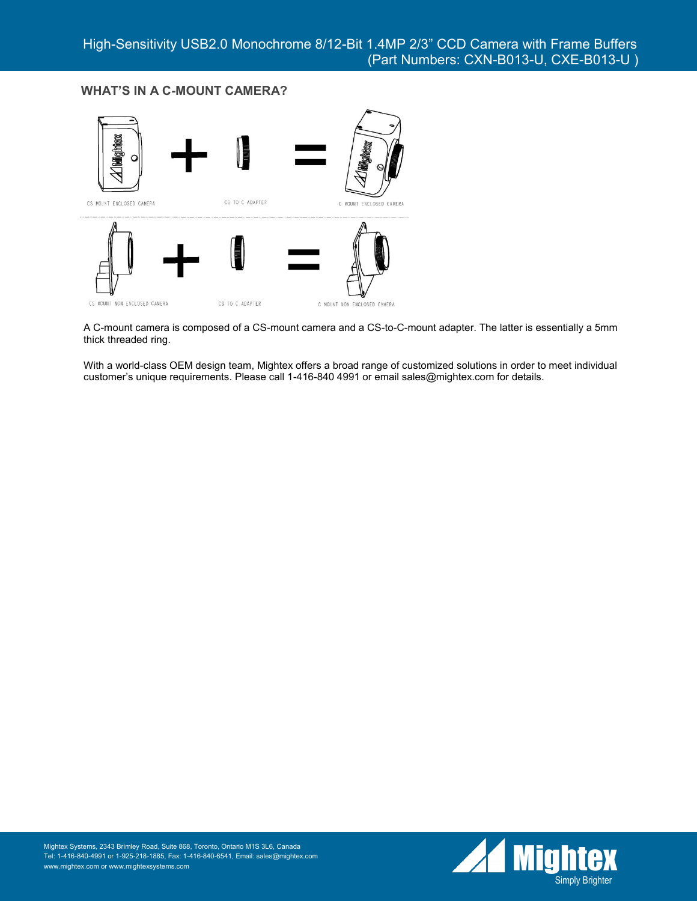## WHAT'S IN A C-MOUNT CAMERA?

CS MOUNT ENCLOSED CAMERA

CS TO C ADAPTER

C MOUNT ENCLOSED CAMERA

CS MOUNT NON ENCLOSED CAMERA

CS TO C ADAPTER

C MOUNT NON ENCLOSED CAMERA

A C-mount camera is composed of a CS-mount camera and a CS-to-C-mount adapter. The latter is essentially a 5mm thick threaded ring.

With a world-class OEM design team, Mightex offers a broad range of customized solutions in order to meet individual customer's unique requirements. Please call 1-416-840 4991 or email sales@mightex.com for details.